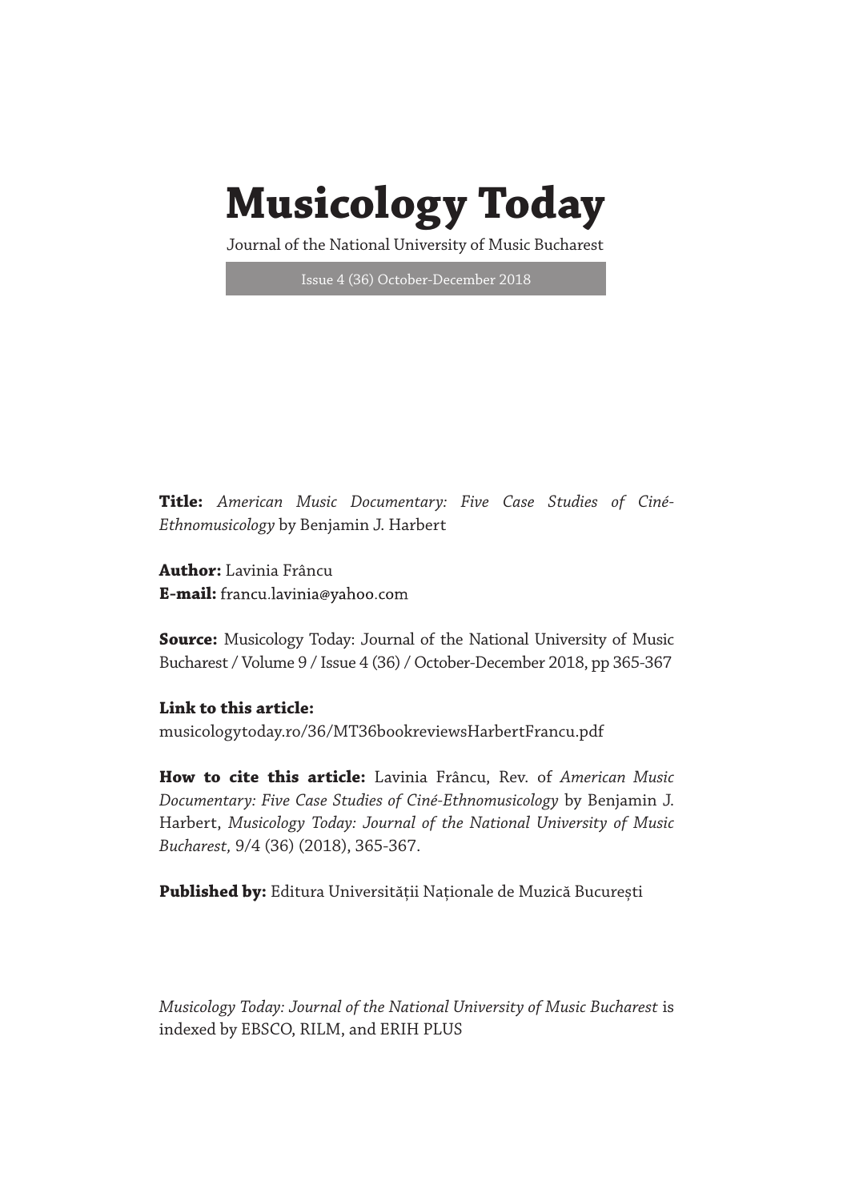# Musicology Today

Journal of the National University of Music Bucharest

Issue 4 (36) October-December 2018

**Title:** *American Music Documentary: Five Case Studies of Ciné-Ethnomusicology* by Benjamin J. Harbert

**Author:** Lavinia Frâncu
**E-mail:** francu.lavinia@yahoo.com

**Source:** Musicology Today: Journal of the National University of Music Bucharest / Volume 9 / Issue 4 (36) / October-December 2018, pp 365-367

**Link to this article:**
musicologytoday.ro/36/MT36bookreviewsHarbertFrancu.pdf

**How to cite this article:** Lavinia Frâncu, Rev. of *American Music Documentary: Five Case Studies of Ciné-Ethnomusicology* by Benjamin J. Harbert, *Musicology Today: Journal of the National University of Music Bucharest,* 9/4 (36) (2018), 365-367.

**Published by:** Editura Universității Naționale de Muzică București

*Musicology Today: Journal of the National University of Music Bucharest* is indexed by EBSCO, RILM, and ERIH PLUS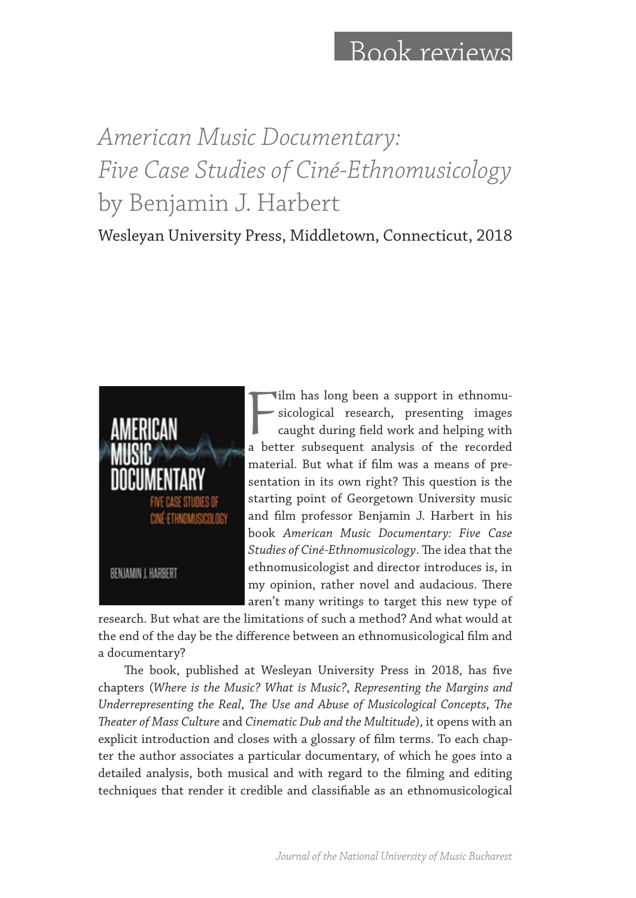# Book reviews

## *American Music Documentary: Five Case Studies of Ciné-Ethnomusicology* by Benjamin J. Harbert

Wesleyan University Press, Middletown, Connecticut, 2018

Film has long been a support in ethnomusicological research, presenting images caught during field work and helping with a better subsequent analysis of the recorded material. But what if film was a means of presentation in its own right? This question is the starting point of Georgetown University music and film professor Benjamin J. Harbert in his book *American Music Documentary: Five Case Studies of Ciné-Ethnomusicology*. The idea that the ethnomusicologist and director introduces is, in my opinion, rather novel and audacious. There aren't many writings to target this new type of research. But what are the limitations of such a method? And what would at the end of the day be the difference between an ethnomusicological film and a documentary?

The book, published at Wesleyan University Press in 2018, has five chapters (*Where is the Music? What is Music?*, *Representing the Margins and Underrepresenting the Real*, *The Use and Abuse of Musicological Concepts*, *The Theater of Mass Culture* and *Cinematic Dub and the Multitude*), it opens with an explicit introduction and closes with a glossary of film terms. To each chapter the author associates a particular documentary, of which he goes into a detailed analysis, both musical and with regard to the filming and editing techniques that render it credible and classifiable as an ethnomusicological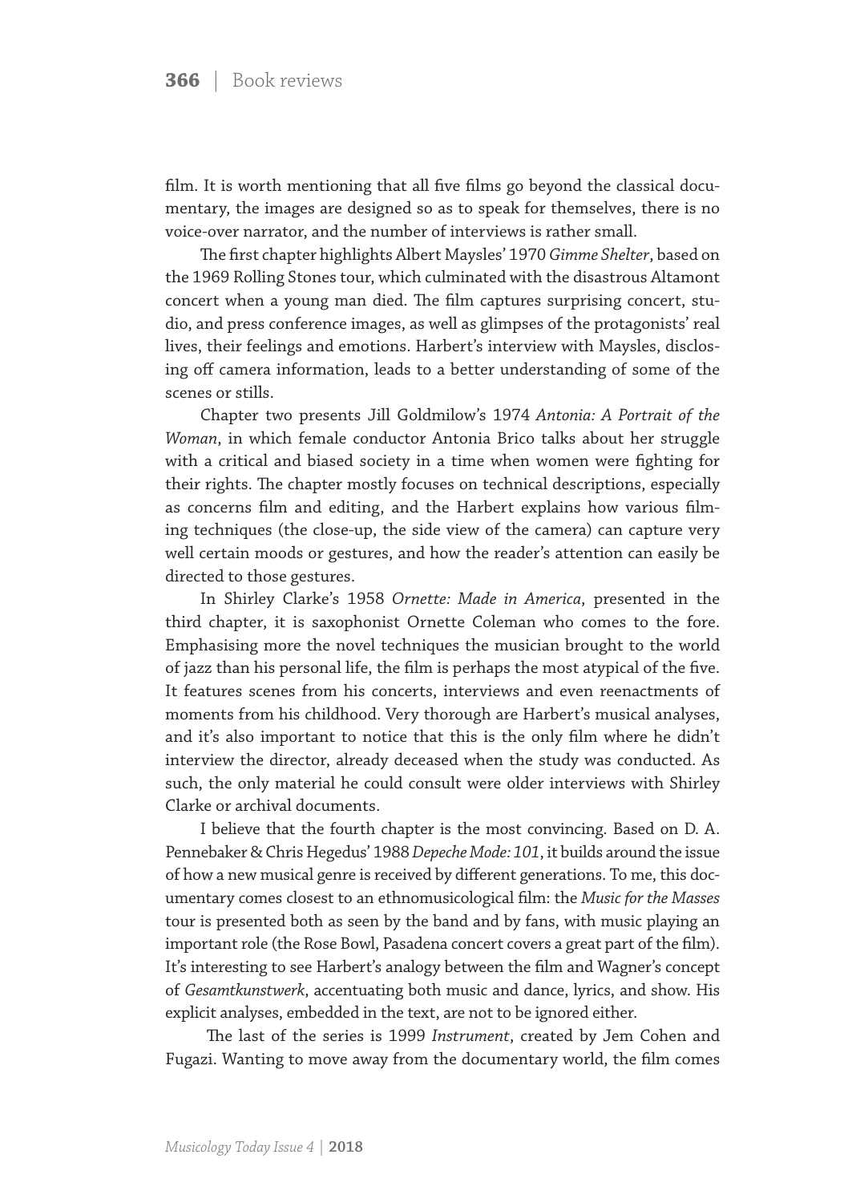film. It is worth mentioning that all five films go beyond the classical documentary, the images are designed so as to speak for themselves, there is no voice-over narrator, and the number of interviews is rather small.

The first chapter highlights Albert Maysles' 1970 *Gimme Shelter*, based on the 1969 Rolling Stones tour, which culminated with the disastrous Altamont concert when a young man died. The film captures surprising concert, studio, and press conference images, as well as glimpses of the protagonists' real lives, their feelings and emotions. Harbert's interview with Maysles, disclosing off camera information, leads to a better understanding of some of the scenes or stills.

Chapter two presents Jill Goldmilow's 1974 *Antonia: A Portrait of the Woman*, in which female conductor Antonia Brico talks about her struggle with a critical and biased society in a time when women were fighting for their rights. The chapter mostly focuses on technical descriptions, especially as concerns film and editing, and the Harbert explains how various filming techniques (the close-up, the side view of the camera) can capture very well certain moods or gestures, and how the reader's attention can easily be directed to those gestures.

In Shirley Clarke's 1958 *Ornette: Made in America*, presented in the third chapter, it is saxophonist Ornette Coleman who comes to the fore. Emphasising more the novel techniques the musician brought to the world of jazz than his personal life, the film is perhaps the most atypical of the five. It features scenes from his concerts, interviews and even reenactments of moments from his childhood. Very thorough are Harbert's musical analyses, and it's also important to notice that this is the only film where he didn't interview the director, already deceased when the study was conducted. As such, the only material he could consult were older interviews with Shirley Clarke or archival documents.

I believe that the fourth chapter is the most convincing. Based on D. A. Pennebaker & Chris Hegedus' 1988 *Depeche Mode: 101*, it builds around the issue of how a new musical genre is received by different generations. To me, this documentary comes closest to an ethnomusicological film: the *Music for the Masses* tour is presented both as seen by the band and by fans, with music playing an important role (the Rose Bowl, Pasadena concert covers a great part of the film). It's interesting to see Harbert's analogy between the film and Wagner's concept of *Gesamtkunstwerk*, accentuating both music and dance, lyrics, and show. His explicit analyses, embedded in the text, are not to be ignored either.

The last of the series is 1999 *Instrument*, created by Jem Cohen and Fugazi. Wanting to move away from the documentary world, the film comes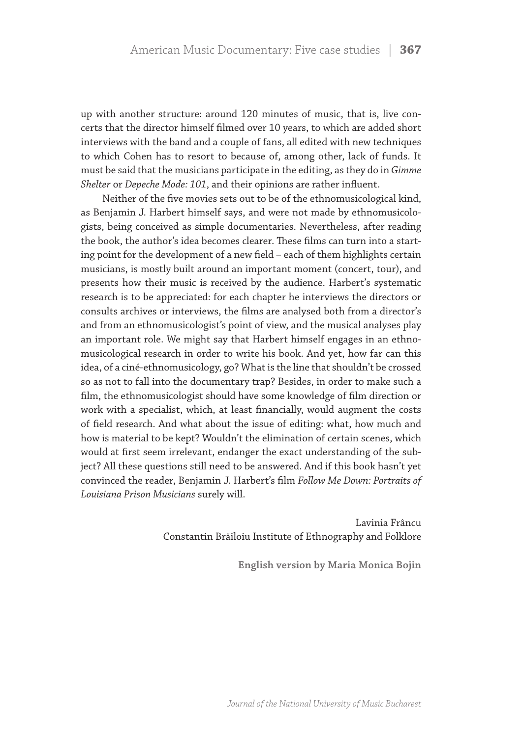up with another structure: around 120 minutes of music, that is, live concerts that the director himself filmed over 10 years, to which are added short interviews with the band and a couple of fans, all edited with new techniques to which Cohen has to resort to because of, among other, lack of funds. It must be said that the musicians participate in the editing, as they do in *Gimme Shelter* or *Depeche Mode: 101*, and their opinions are rather influent.

Neither of the five movies sets out to be of the ethnomusicological kind, as Benjamin J. Harbert himself says, and were not made by ethnomusicologists, being conceived as simple documentaries. Nevertheless, after reading the book, the author's idea becomes clearer. These films can turn into a starting point for the development of a new field – each of them highlights certain musicians, is mostly built around an important moment (concert, tour), and presents how their music is received by the audience. Harbert's systematic research is to be appreciated: for each chapter he interviews the directors or consults archives or interviews, the films are analysed both from a director's and from an ethnomusicologist's point of view, and the musical analyses play an important role. We might say that Harbert himself engages in an ethnomusicological research in order to write his book. And yet, how far can this idea, of a ciné-ethnomusicology, go? What is the line that shouldn't be crossed so as not to fall into the documentary trap? Besides, in order to make such a film, the ethnomusicologist should have some knowledge of film direction or work with a specialist, which, at least financially, would augment the costs of field research. And what about the issue of editing: what, how much and how is material to be kept? Wouldn't the elimination of certain scenes, which would at first seem irrelevant, endanger the exact understanding of the subject? All these questions still need to be answered. And if this book hasn't yet convinced the reader, Benjamin J. Harbert's film *Follow Me Down: Portraits of Louisiana Prison Musicians* surely will.

Lavinia Frâncu
Constantin Brăiloiu Institute of Ethnography and Folklore

**English version by Maria Monica Bojin**